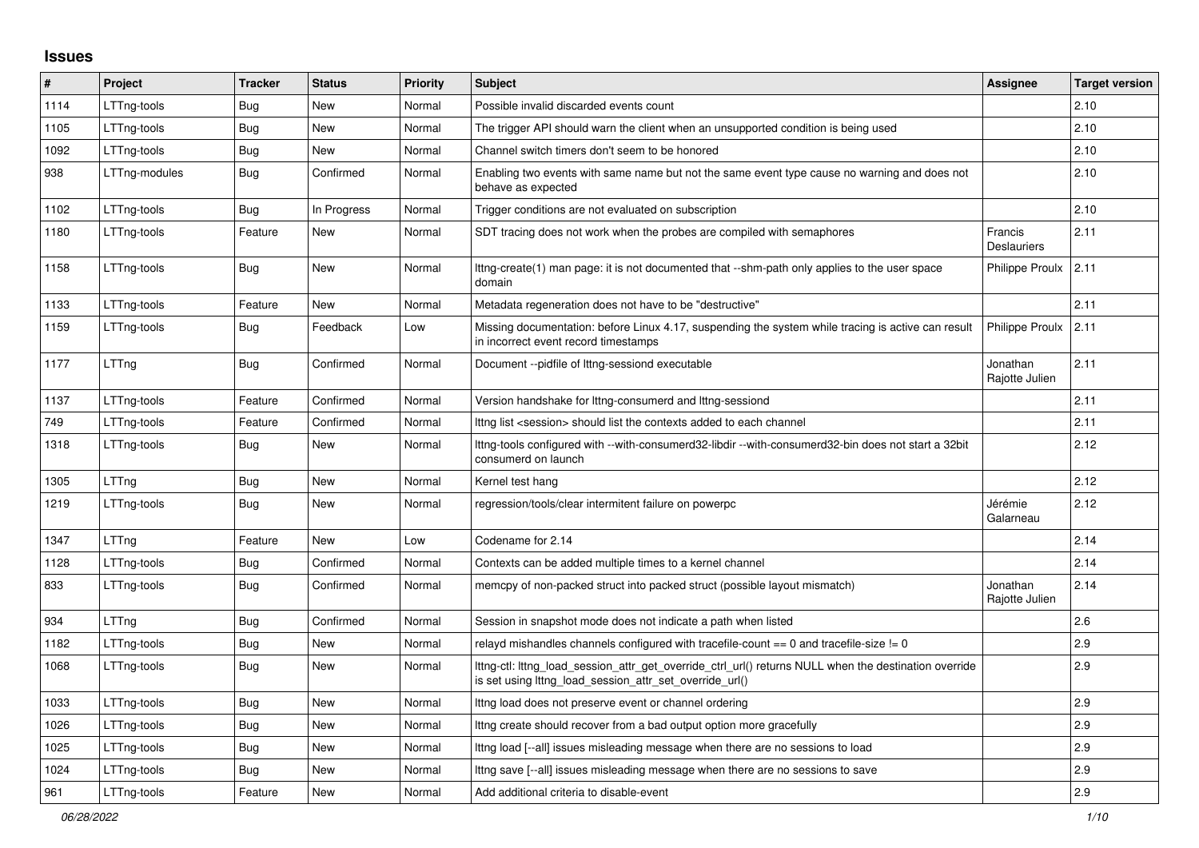## Issues

| # | Project | Tracker | Status | Priority | Subject | Assignee | Target version |
|---|---|---|---|---|---|---|---|
| 1114 | LTTng-tools | Bug | New | Normal | Possible invalid discarded events count | | 2.10 |
| 1105 | LTTng-tools | Bug | New | Normal | The trigger API should warn the client when an unsupported condition is being used | | 2.10 |
| 1092 | LTTng-tools | Bug | New | Normal | Channel switch timers don't seem to be honored | | 2.10 |
| 938 | LTTng-modules | Bug | Confirmed | Normal | Enabling two events with same name but not the same event type cause no warning and does not behave as expected | | 2.10 |
| 1102 | LTTng-tools | Bug | In Progress | Normal | Trigger conditions are not evaluated on subscription | | 2.10 |
| 1180 | LTTng-tools | Feature | New | Normal | SDT tracing does not work when the probes are compiled with semaphores | Francis Deslauriers | 2.11 |
| 1158 | LTTng-tools | Bug | New | Normal | lttng-create(1) man page: it is not documented that --shm-path only applies to the user space domain | Philippe Proulx | 2.11 |
| 1133 | LTTng-tools | Feature | New | Normal | Metadata regeneration does not have to be "destructive" | | 2.11 |
| 1159 | LTTng-tools | Bug | Feedback | Low | Missing documentation: before Linux 4.17, suspending the system while tracing is active can result in incorrect event record timestamps | Philippe Proulx | 2.11 |
| 1177 | LTTng | Bug | Confirmed | Normal | Document --pidfile of lttng-sessiond executable | Jonathan Rajotte Julien | 2.11 |
| 1137 | LTTng-tools | Feature | Confirmed | Normal | Version handshake for lttng-consumerd and lttng-sessiond | | 2.11 |
| 749 | LTTng-tools | Feature | Confirmed | Normal | lttng list <session> should list the contexts added to each channel | | 2.11 |
| 1318 | LTTng-tools | Bug | New | Normal | lttng-tools configured with --with-consumerd32-libdir --with-consumerd32-bin does not start a 32bit consumerd on launch | | 2.12 |
| 1305 | LTTng | Bug | New | Normal | Kernel test hang | | 2.12 |
| 1219 | LTTng-tools | Bug | New | Normal | regression/tools/clear intermitent failure on powerpc | Jérémie Galarneau | 2.12 |
| 1347 | LTTng | Feature | New | Low | Codename for 2.14 | | 2.14 |
| 1128 | LTTng-tools | Bug | Confirmed | Normal | Contexts can be added multiple times to a kernel channel | | 2.14 |
| 833 | LTTng-tools | Bug | Confirmed | Normal | memcpy of non-packed struct into packed struct (possible layout mismatch) | Jonathan Rajotte Julien | 2.14 |
| 934 | LTTng | Bug | Confirmed | Normal | Session in snapshot mode does not indicate a path when listed | | 2.6 |
| 1182 | LTTng-tools | Bug | New | Normal | relayd mishandles channels configured with tracefile-count == 0 and tracefile-size != 0 | | 2.9 |
| 1068 | LTTng-tools | Bug | New | Normal | lttng-ctl: lttng_load_session_attr_get_override_ctrl_url() returns NULL when the destination override is set using lttng_load_session_attr_set_override_url() | | 2.9 |
| 1033 | LTTng-tools | Bug | New | Normal | lttng load does not preserve event or channel ordering | | 2.9 |
| 1026 | LTTng-tools | Bug | New | Normal | lttng create should recover from a bad output option more gracefully | | 2.9 |
| 1025 | LTTng-tools | Bug | New | Normal | lttng load [--all] issues misleading message when there are no sessions to load | | 2.9 |
| 1024 | LTTng-tools | Bug | New | Normal | lttng save [--all] issues misleading message when there are no sessions to save | | 2.9 |
| 961 | LTTng-tools | Feature | New | Normal | Add additional criteria to disable-event | | 2.9 |

*06/28/2022*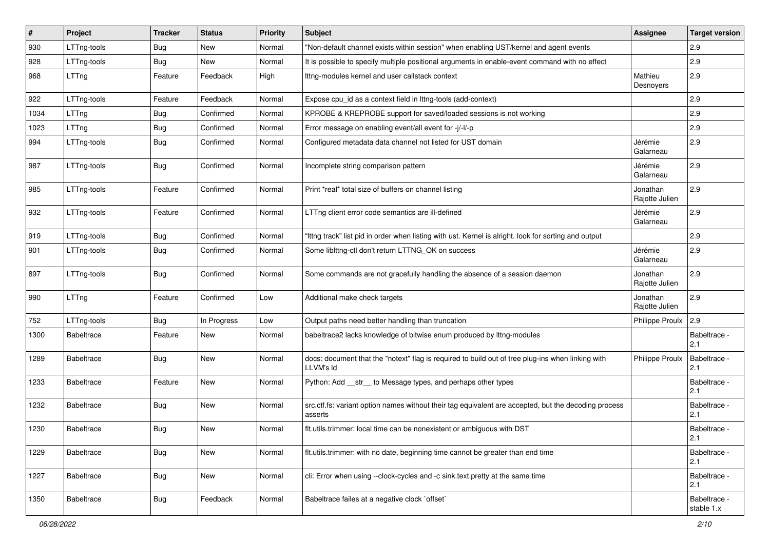| # | Project | Tracker | Status | Priority | Subject | Assignee | Target version |
|---|---|---|---|---|---|---|---|
| 930 | LTTng-tools | Bug | New | Normal | "Non-default channel exists within session" when enabling UST/kernel and agent events | | 2.9 |
| 928 | LTTng-tools | Bug | New | Normal | It is possible to specify multiple positional arguments in enable-event command with no effect | | 2.9 |
| 968 | LTTng | Feature | Feedback | High | lttng-modules kernel and user callstack context | Mathieu Desnoyers | 2.9 |
| 922 | LTTng-tools | Feature | Feedback | Normal | Expose cpu_id as a context field in lttng-tools (add-context) | | 2.9 |
| 1034 | LTTng | Bug | Confirmed | Normal | KPROBE & KREPROBE support for saved/loaded sessions is not working | | 2.9 |
| 1023 | LTTng | Bug | Confirmed | Normal | Error message on enabling event/all event for -j/-l/-p | | 2.9 |
| 994 | LTTng-tools | Bug | Confirmed | Normal | Configured metadata data channel not listed for UST domain | Jérémie Galarneau | 2.9 |
| 987 | LTTng-tools | Bug | Confirmed | Normal | Incomplete string comparison pattern | Jérémie Galarneau | 2.9 |
| 985 | LTTng-tools | Feature | Confirmed | Normal | Print *real* total size of buffers on channel listing | Jonathan Rajotte Julien | 2.9 |
| 932 | LTTng-tools | Feature | Confirmed | Normal | LTTng client error code semantics are ill-defined | Jérémie Galarneau | 2.9 |
| 919 | LTTng-tools | Bug | Confirmed | Normal | "lttng track" list pid in order when listing with ust. Kernel is alright. look for sorting and output | | 2.9 |
| 901 | LTTng-tools | Bug | Confirmed | Normal | Some liblttng-ctl don't return LTTNG_OK on success | Jérémie Galarneau | 2.9 |
| 897 | LTTng-tools | Bug | Confirmed | Normal | Some commands are not gracefully handling the absence of a session daemon | Jonathan Rajotte Julien | 2.9 |
| 990 | LTTng | Feature | Confirmed | Low | Additional make check targets | Jonathan Rajotte Julien | 2.9 |
| 752 | LTTng-tools | Bug | In Progress | Low | Output paths need better handling than truncation | Philippe Proulx | 2.9 |
| 1300 | Babeltrace | Feature | New | Normal | babeltrace2 lacks knowledge of bitwise enum produced by lttng-modules | | Babeltrace - 2.1 |
| 1289 | Babeltrace | Bug | New | Normal | docs: document that the "notext" flag is required to build out of tree plug-ins when linking with LLVM's ld | Philippe Proulx | Babeltrace - 2.1 |
| 1233 | Babeltrace | Feature | New | Normal | Python: Add __str__ to Message types, and perhaps other types | | Babeltrace - 2.1 |
| 1232 | Babeltrace | Bug | New | Normal | src.ctf.fs: variant option names without their tag equivalent are accepted, but the decoding process asserts | | Babeltrace - 2.1 |
| 1230 | Babeltrace | Bug | New | Normal | flt.utils.trimmer: local time can be nonexistent or ambiguous with DST | | Babeltrace - 2.1 |
| 1229 | Babeltrace | Bug | New | Normal | flt.utils.trimmer: with no date, beginning time cannot be greater than end time | | Babeltrace - 2.1 |
| 1227 | Babeltrace | Bug | New | Normal | cli: Error when using --clock-cycles and -c sink.text.pretty at the same time | | Babeltrace - 2.1 |
| 1350 | Babeltrace | Bug | Feedback | Normal | Babeltrace failes at a negative clock `offset` | | Babeltrace - stable 1.x |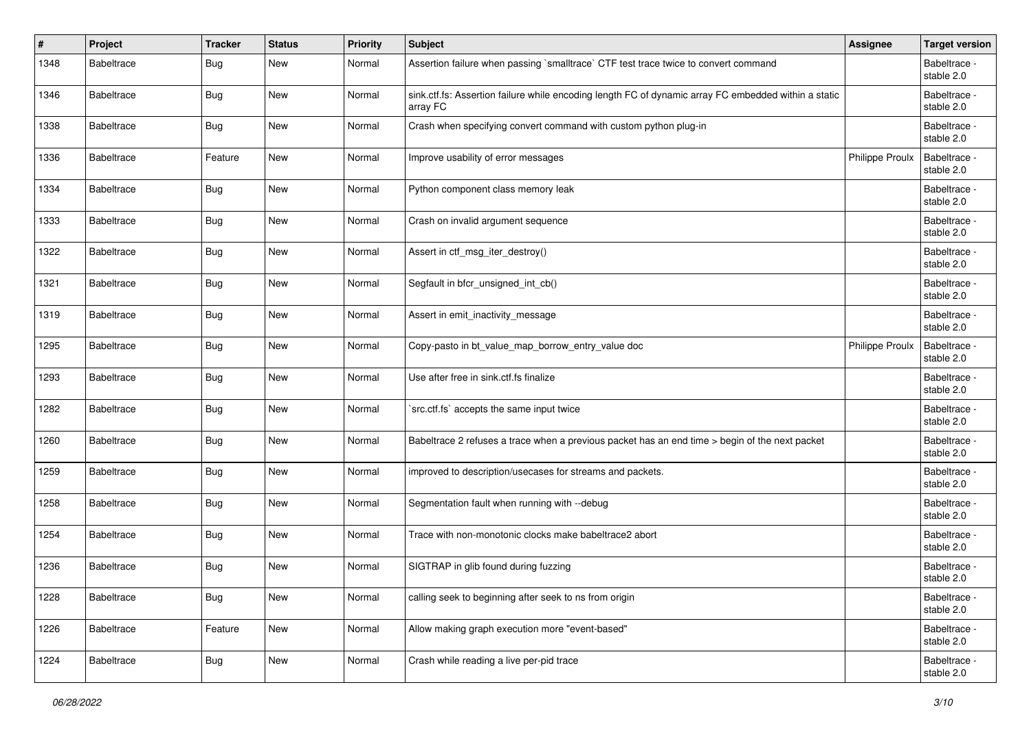| # | Project | Tracker | Status | Priority | Subject | Assignee | Target version |
|---|---|---|---|---|---|---|---|
| 1348 | Babeltrace | Bug | New | Normal | Assertion failure when passing `smalltrace` CTF test trace twice to convert command | | Babeltrace - stable 2.0 |
| 1346 | Babeltrace | Bug | New | Normal | sink.ctf.fs: Assertion failure while encoding length FC of dynamic array FC embedded within a static array FC | | Babeltrace - stable 2.0 |
| 1338 | Babeltrace | Bug | New | Normal | Crash when specifying convert command with custom python plug-in | | Babeltrace - stable 2.0 |
| 1336 | Babeltrace | Feature | New | Normal | Improve usability of error messages | Philippe Proulx | Babeltrace - stable 2.0 |
| 1334 | Babeltrace | Bug | New | Normal | Python component class memory leak | | Babeltrace - stable 2.0 |
| 1333 | Babeltrace | Bug | New | Normal | Crash on invalid argument sequence | | Babeltrace - stable 2.0 |
| 1322 | Babeltrace | Bug | New | Normal | Assert in ctf_msg_iter_destroy() | | Babeltrace - stable 2.0 |
| 1321 | Babeltrace | Bug | New | Normal | Segfault in bfcr_unsigned_int_cb() | | Babeltrace - stable 2.0 |
| 1319 | Babeltrace | Bug | New | Normal | Assert in emit_inactivity_message | | Babeltrace - stable 2.0 |
| 1295 | Babeltrace | Bug | New | Normal | Copy-pasto in bt_value_map_borrow_entry_value doc | Philippe Proulx | Babeltrace - stable 2.0 |
| 1293 | Babeltrace | Bug | New | Normal | Use after free in sink.ctf.fs finalize | | Babeltrace - stable 2.0 |
| 1282 | Babeltrace | Bug | New | Normal | `src.ctf.fs` accepts the same input twice | | Babeltrace - stable 2.0 |
| 1260 | Babeltrace | Bug | New | Normal | Babeltrace 2 refuses a trace when a previous packet has an end time > begin of the next packet | | Babeltrace - stable 2.0 |
| 1259 | Babeltrace | Bug | New | Normal | improved to description/usecases for streams and packets. | | Babeltrace - stable 2.0 |
| 1258 | Babeltrace | Bug | New | Normal | Segmentation fault when running with --debug | | Babeltrace - stable 2.0 |
| 1254 | Babeltrace | Bug | New | Normal | Trace with non-monotonic clocks make babeltrace2 abort | | Babeltrace - stable 2.0 |
| 1236 | Babeltrace | Bug | New | Normal | SIGTRAP in glib found during fuzzing | | Babeltrace - stable 2.0 |
| 1228 | Babeltrace | Bug | New | Normal | calling seek to beginning after seek to ns from origin | | Babeltrace - stable 2.0 |
| 1226 | Babeltrace | Feature | New | Normal | Allow making graph execution more "event-based" | | Babeltrace - stable 2.0 |
| 1224 | Babeltrace | Bug | New | Normal | Crash while reading a live per-pid trace | | Babeltrace - stable 2.0 |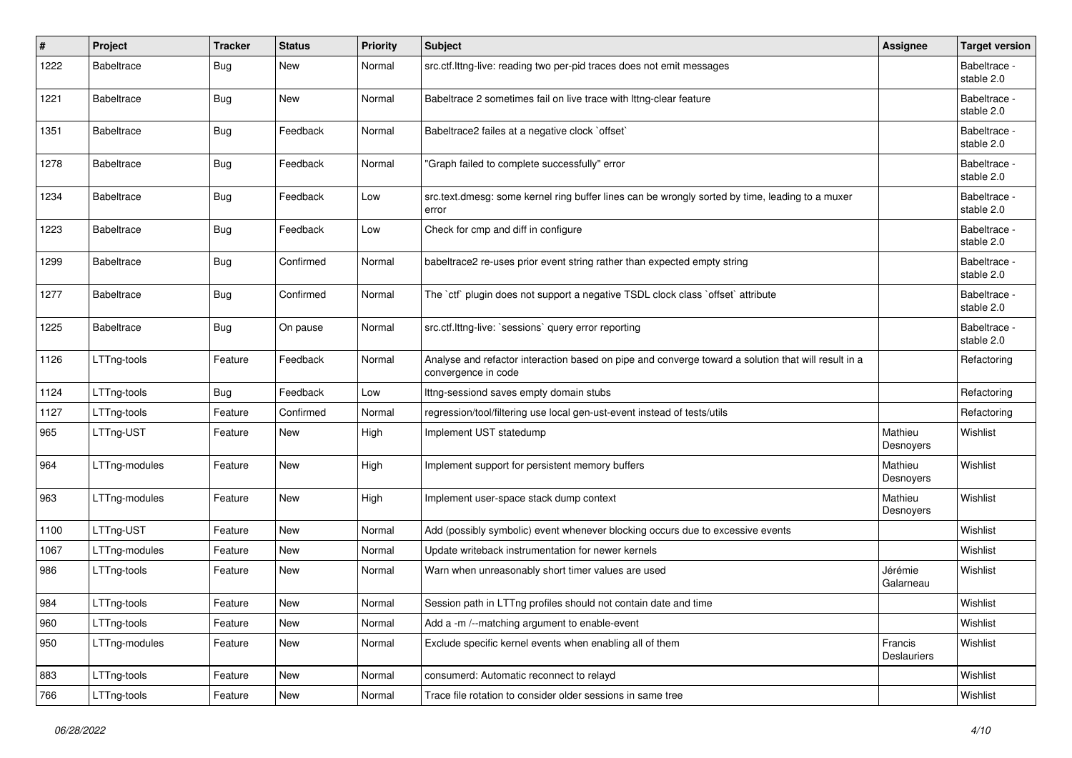| # | Project | Tracker | Status | Priority | Subject | Assignee | Target version |
|---|---|---|---|---|---|---|---|
| 1222 | Babeltrace | Bug | New | Normal | src.ctf.lttng-live: reading two per-pid traces does not emit messages | | Babeltrace - stable 2.0 |
| 1221 | Babeltrace | Bug | New | Normal | Babeltrace 2 sometimes fail on live trace with lttng-clear feature | | Babeltrace - stable 2.0 |
| 1351 | Babeltrace | Bug | Feedback | Normal | Babeltrace2 failes at a negative clock `offset` | | Babeltrace - stable 2.0 |
| 1278 | Babeltrace | Bug | Feedback | Normal | "Graph failed to complete successfully" error | | Babeltrace - stable 2.0 |
| 1234 | Babeltrace | Bug | Feedback | Low | src.text.dmesg: some kernel ring buffer lines can be wrongly sorted by time, leading to a muxer error | | Babeltrace - stable 2.0 |
| 1223 | Babeltrace | Bug | Feedback | Low | Check for cmp and diff in configure | | Babeltrace - stable 2.0 |
| 1299 | Babeltrace | Bug | Confirmed | Normal | babeltrace2 re-uses prior event string rather than expected empty string | | Babeltrace - stable 2.0 |
| 1277 | Babeltrace | Bug | Confirmed | Normal | The `ctf` plugin does not support a negative TSDL clock class `offset` attribute | | Babeltrace - stable 2.0 |
| 1225 | Babeltrace | Bug | On pause | Normal | src.ctf.lttng-live: `sessions` query error reporting | | Babeltrace - stable 2.0 |
| 1126 | LTTng-tools | Feature | Feedback | Normal | Analyse and refactor interaction based on pipe and converge toward a solution that will result in a convergence in code | | Refactoring |
| 1124 | LTTng-tools | Bug | Feedback | Low | lttng-sessiond saves empty domain stubs | | Refactoring |
| 1127 | LTTng-tools | Feature | Confirmed | Normal | regression/tool/filtering use local gen-ust-event instead of tests/utils | | Refactoring |
| 965 | LTTng-UST | Feature | New | High | Implement UST statedump | Mathieu Desnoyers | Wishlist |
| 964 | LTTng-modules | Feature | New | High | Implement support for persistent memory buffers | Mathieu Desnoyers | Wishlist |
| 963 | LTTng-modules | Feature | New | High | Implement user-space stack dump context | Mathieu Desnoyers | Wishlist |
| 1100 | LTTng-UST | Feature | New | Normal | Add (possibly symbolic) event whenever blocking occurs due to excessive events | | Wishlist |
| 1067 | LTTng-modules | Feature | New | Normal | Update writeback instrumentation for newer kernels | | Wishlist |
| 986 | LTTng-tools | Feature | New | Normal | Warn when unreasonably short timer values are used | Jérémie Galarneau | Wishlist |
| 984 | LTTng-tools | Feature | New | Normal | Session path in LTTng profiles should not contain date and time | | Wishlist |
| 960 | LTTng-tools | Feature | New | Normal | Add a -m /--matching argument to enable-event | | Wishlist |
| 950 | LTTng-modules | Feature | New | Normal | Exclude specific kernel events when enabling all of them | Francis Deslauriers | Wishlist |
| 883 | LTTng-tools | Feature | New | Normal | consumerd: Automatic reconnect to relayd | | Wishlist |
| 766 | LTTng-tools | Feature | New | Normal | Trace file rotation to consider older sessions in same tree | | Wishlist |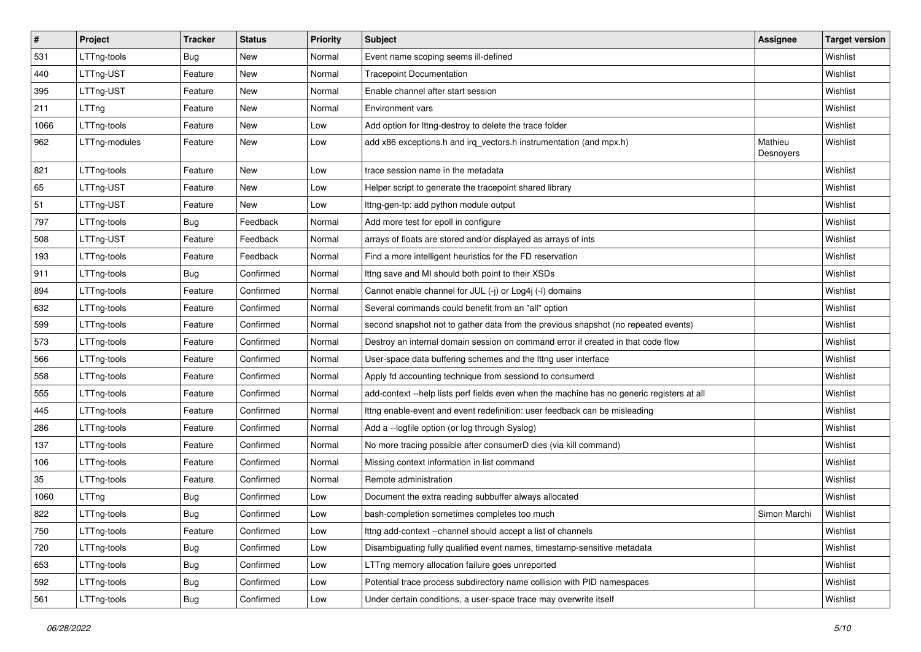| # | Project | Tracker | Status | Priority | Subject | Assignee | Target version |
|---|---|---|---|---|---|---|---|
| 531 | LTTng-tools | Bug | New | Normal | Event name scoping seems ill-defined | | Wishlist |
| 440 | LTTng-UST | Feature | New | Normal | Tracepoint Documentation | | Wishlist |
| 395 | LTTng-UST | Feature | New | Normal | Enable channel after start session | | Wishlist |
| 211 | LTTng | Feature | New | Normal | Environment vars | | Wishlist |
| 1066 | LTTng-tools | Feature | New | Low | Add option for lttng-destroy to delete the trace folder | | Wishlist |
| 962 | LTTng-modules | Feature | New | Low | add x86 exceptions.h and irq_vectors.h instrumentation (and mpx.h) | Mathieu Desnoyers | Wishlist |
| 821 | LTTng-tools | Feature | New | Low | trace session name in the metadata | | Wishlist |
| 65 | LTTng-UST | Feature | New | Low | Helper script to generate the tracepoint shared library | | Wishlist |
| 51 | LTTng-UST | Feature | New | Low | lttng-gen-tp: add python module output | | Wishlist |
| 797 | LTTng-tools | Bug | Feedback | Normal | Add more test for epoll in configure | | Wishlist |
| 508 | LTTng-UST | Feature | Feedback | Normal | arrays of floats are stored and/or displayed as arrays of ints | | Wishlist |
| 193 | LTTng-tools | Feature | Feedback | Normal | Find a more intelligent heuristics for the FD reservation | | Wishlist |
| 911 | LTTng-tools | Bug | Confirmed | Normal | lttng save and MI should both point to their XSDs | | Wishlist |
| 894 | LTTng-tools | Feature | Confirmed | Normal | Cannot enable channel for JUL (-j) or Log4j (-l) domains | | Wishlist |
| 632 | LTTng-tools | Feature | Confirmed | Normal | Several commands could benefit from an "all" option | | Wishlist |
| 599 | LTTng-tools | Feature | Confirmed | Normal | second snapshot not to gather data from the previous snapshot (no repeated events) | | Wishlist |
| 573 | LTTng-tools | Feature | Confirmed | Normal | Destroy an internal domain session on command error if created in that code flow | | Wishlist |
| 566 | LTTng-tools | Feature | Confirmed | Normal | User-space data buffering schemes and the lttng user interface | | Wishlist |
| 558 | LTTng-tools | Feature | Confirmed | Normal | Apply fd accounting technique from sessiond to consumerd | | Wishlist |
| 555 | LTTng-tools | Feature | Confirmed | Normal | add-context --help lists perf fields even when the machine has no generic registers at all | | Wishlist |
| 445 | LTTng-tools | Feature | Confirmed | Normal | lttng enable-event and event redefinition: user feedback can be misleading | | Wishlist |
| 286 | LTTng-tools | Feature | Confirmed | Normal | Add a --logfile option (or log through Syslog) | | Wishlist |
| 137 | LTTng-tools | Feature | Confirmed | Normal | No more tracing possible after consumerD dies (via kill command) | | Wishlist |
| 106 | LTTng-tools | Feature | Confirmed | Normal | Missing context information in list command | | Wishlist |
| 35 | LTTng-tools | Feature | Confirmed | Normal | Remote administration | | Wishlist |
| 1060 | LTTng | Bug | Confirmed | Low | Document the extra reading subbuffer always allocated | | Wishlist |
| 822 | LTTng-tools | Bug | Confirmed | Low | bash-completion sometimes completes too much | Simon Marchi | Wishlist |
| 750 | LTTng-tools | Feature | Confirmed | Low | lttng add-context --channel should accept a list of channels | | Wishlist |
| 720 | LTTng-tools | Bug | Confirmed | Low | Disambiguating fully qualified event names, timestamp-sensitive metadata | | Wishlist |
| 653 | LTTng-tools | Bug | Confirmed | Low | LTTng memory allocation failure goes unreported | | Wishlist |
| 592 | LTTng-tools | Bug | Confirmed | Low | Potential trace process subdirectory name collision with PID namespaces | | Wishlist |
| 561 | LTTng-tools | Bug | Confirmed | Low | Under certain conditions, a user-space trace may overwrite itself | | Wishlist |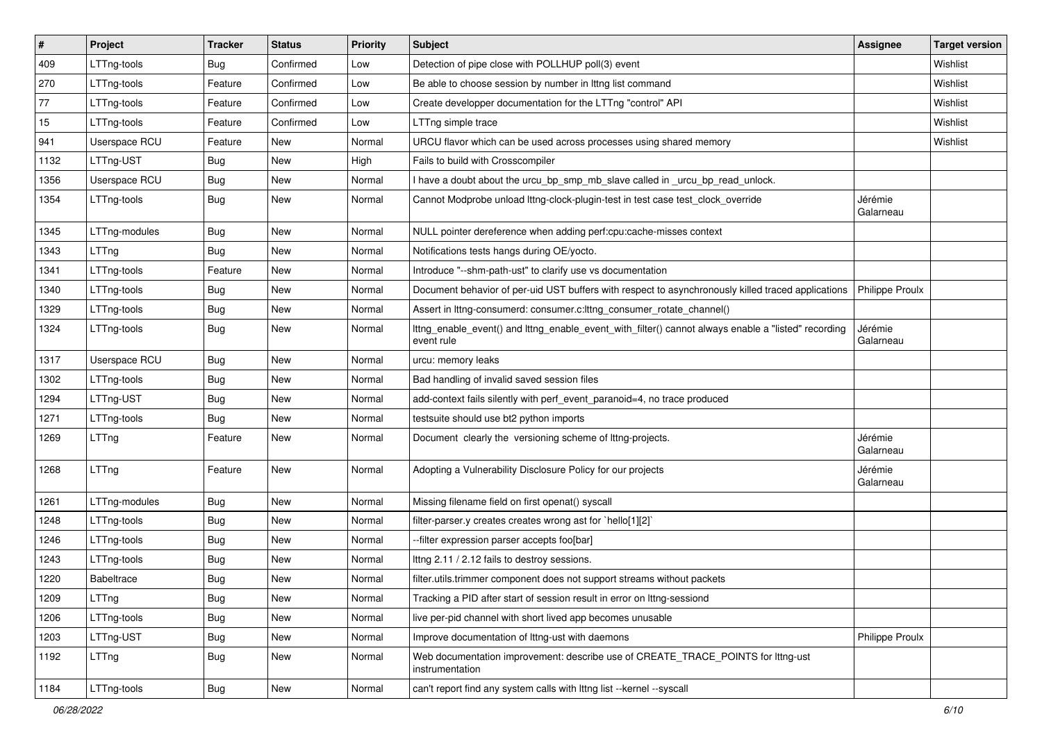| # | Project | Tracker | Status | Priority | Subject | Assignee | Target version |
|---|---|---|---|---|---|---|---|
| 409 | LTTng-tools | Bug | Confirmed | Low | Detection of pipe close with POLLHUP poll(3) event | | Wishlist |
| 270 | LTTng-tools | Feature | Confirmed | Low | Be able to choose session by number in lttng list command | | Wishlist |
| 77 | LTTng-tools | Feature | Confirmed | Low | Create developper documentation for the LTTng "control" API | | Wishlist |
| 15 | LTTng-tools | Feature | Confirmed | Low | LTTng simple trace | | Wishlist |
| 941 | Userspace RCU | Feature | New | Normal | URCU flavor which can be used across processes using shared memory | | Wishlist |
| 1132 | LTTng-UST | Bug | New | High | Fails to build with Crosscompiler | | |
| 1356 | Userspace RCU | Bug | New | Normal | I have a doubt about the urcu_bp_smp_mb_slave called in _urcu_bp_read_unlock. | | |
| 1354 | LTTng-tools | Bug | New | Normal | Cannot Modprobe unload lttng-clock-plugin-test in test case test_clock_override | Jérémie Galarneau | |
| 1345 | LTTng-modules | Bug | New | Normal | NULL pointer dereference when adding perf:cpu:cache-misses context | | |
| 1343 | LTTng | Bug | New | Normal | Notifications tests hangs during OE/yocto. | | |
| 1341 | LTTng-tools | Feature | New | Normal | Introduce "--shm-path-ust" to clarify use vs documentation | | |
| 1340 | LTTng-tools | Bug | New | Normal | Document behavior of per-uid UST buffers with respect to asynchronously killed traced applications | Philippe Proulx | |
| 1329 | LTTng-tools | Bug | New | Normal | Assert in lttng-consumerd: consumer.c:lttng_consumer_rotate_channel() | | |
| 1324 | LTTng-tools | Bug | New | Normal | lttng_enable_event() and lttng_enable_event_with_filter() cannot always enable a "listed" recording event rule | Jérémie Galarneau | |
| 1317 | Userspace RCU | Bug | New | Normal | urcu: memory leaks | | |
| 1302 | LTTng-tools | Bug | New | Normal | Bad handling of invalid saved session files | | |
| 1294 | LTTng-UST | Bug | New | Normal | add-context fails silently with perf_event_paranoid=4, no trace produced | | |
| 1271 | LTTng-tools | Bug | New | Normal | testsuite should use bt2 python imports | | |
| 1269 | LTTng | Feature | New | Normal | Document clearly the versioning scheme of lttng-projects. | Jérémie Galarneau | |
| 1268 | LTTng | Feature | New | Normal | Adopting a Vulnerability Disclosure Policy for our projects | Jérémie Galarneau | |
| 1261 | LTTng-modules | Bug | New | Normal | Missing filename field on first openat() syscall | | |
| 1248 | LTTng-tools | Bug | New | Normal | filter-parser.y creates creates wrong ast for `hello[1][2]` | | |
| 1246 | LTTng-tools | Bug | New | Normal | --filter expression parser accepts foo[bar] | | |
| 1243 | LTTng-tools | Bug | New | Normal | lttng 2.11 / 2.12 fails to destroy sessions. | | |
| 1220 | Babeltrace | Bug | New | Normal | filter.utils.trimmer component does not support streams without packets | | |
| 1209 | LTTng | Bug | New | Normal | Tracking a PID after start of session result in error on lttng-sessiond | | |
| 1206 | LTTng-tools | Bug | New | Normal | live per-pid channel with short lived app becomes unusable | | |
| 1203 | LTTng-UST | Bug | New | Normal | Improve documentation of lttng-ust with daemons | Philippe Proulx | |
| 1192 | LTTng | Bug | New | Normal | Web documentation improvement: describe use of CREATE_TRACE_POINTS for lttng-ust instrumentation | | |
| 1184 | LTTng-tools | Bug | New | Normal | can't report find any system calls with lttng list --kernel --syscall | | |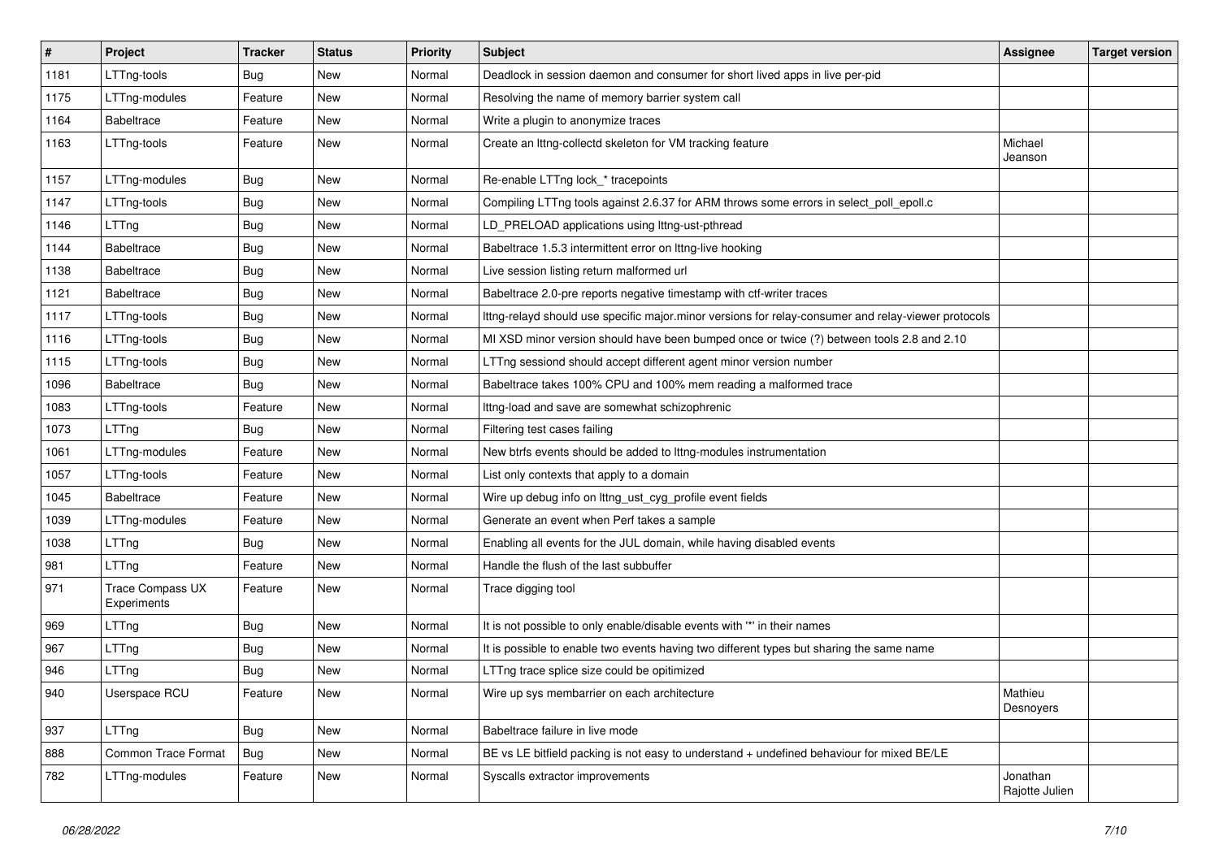| # | Project | Tracker | Status | Priority | Subject | Assignee | Target version |
|---|---|---|---|---|---|---|---|
| 1181 | LTTng-tools | Bug | New | Normal | Deadlock in session daemon and consumer for short lived apps in live per-pid | | |
| 1175 | LTTng-modules | Feature | New | Normal | Resolving the name of memory barrier system call | | |
| 1164 | Babeltrace | Feature | New | Normal | Write a plugin to anonymize traces | | |
| 1163 | LTTng-tools | Feature | New | Normal | Create an lttng-collectd skeleton for VM tracking feature | Michael Jeanson | |
| 1157 | LTTng-modules | Bug | New | Normal | Re-enable LTTng lock_* tracepoints | | |
| 1147 | LTTng-tools | Bug | New | Normal | Compiling LTTng tools against 2.6.37 for ARM throws some errors in select_poll_epoll.c | | |
| 1146 | LTTng | Bug | New | Normal | LD_PRELOAD applications using lttng-ust-pthread | | |
| 1144 | Babeltrace | Bug | New | Normal | Babeltrace 1.5.3 intermittent error on lttng-live hooking | | |
| 1138 | Babeltrace | Bug | New | Normal | Live session listing return malformed url | | |
| 1121 | Babeltrace | Bug | New | Normal | Babeltrace 2.0-pre reports negative timestamp with ctf-writer traces | | |
| 1117 | LTTng-tools | Bug | New | Normal | lttng-relayd should use specific major.minor versions for relay-consumer and relay-viewer protocols | | |
| 1116 | LTTng-tools | Bug | New | Normal | MI XSD minor version should have been bumped once or twice (?) between tools 2.8 and 2.10 | | |
| 1115 | LTTng-tools | Bug | New | Normal | LTTng sessiond should accept different agent minor version number | | |
| 1096 | Babeltrace | Bug | New | Normal | Babeltrace takes 100% CPU and 100% mem reading a malformed trace | | |
| 1083 | LTTng-tools | Feature | New | Normal | lttng-load and save are somewhat schizophrenic | | |
| 1073 | LTTng | Bug | New | Normal | Filtering test cases failing | | |
| 1061 | LTTng-modules | Feature | New | Normal | New btrfs events should be added to lttng-modules instrumentation | | |
| 1057 | LTTng-tools | Feature | New | Normal | List only contexts that apply to a domain | | |
| 1045 | Babeltrace | Feature | New | Normal | Wire up debug info on lttng_ust_cyg_profile event fields | | |
| 1039 | LTTng-modules | Feature | New | Normal | Generate an event when Perf takes a sample | | |
| 1038 | LTTng | Bug | New | Normal | Enabling all events for the JUL domain, while having disabled events | | |
| 981 | LTTng | Feature | New | Normal | Handle the flush of the last subbuffer | | |
| 971 | Trace Compass UX Experiments | Feature | New | Normal | Trace digging tool | | |
| 969 | LTTng | Bug | New | Normal | It is not possible to only enable/disable events with '*' in their names | | |
| 967 | LTTng | Bug | New | Normal | It is possible to enable two events having two different types but sharing the same name | | |
| 946 | LTTng | Bug | New | Normal | LTTng trace splice size could be opitimized | | |
| 940 | Userspace RCU | Feature | New | Normal | Wire up sys membarrier on each architecture | Mathieu Desnoyers | |
| 937 | LTTng | Bug | New | Normal | Babeltrace failure in live mode | | |
| 888 | Common Trace Format | Bug | New | Normal | BE vs LE bitfield packing is not easy to understand + undefined behaviour for mixed BE/LE | | |
| 782 | LTTng-modules | Feature | New | Normal | Syscalls extractor improvements | Jonathan Rajotte Julien | |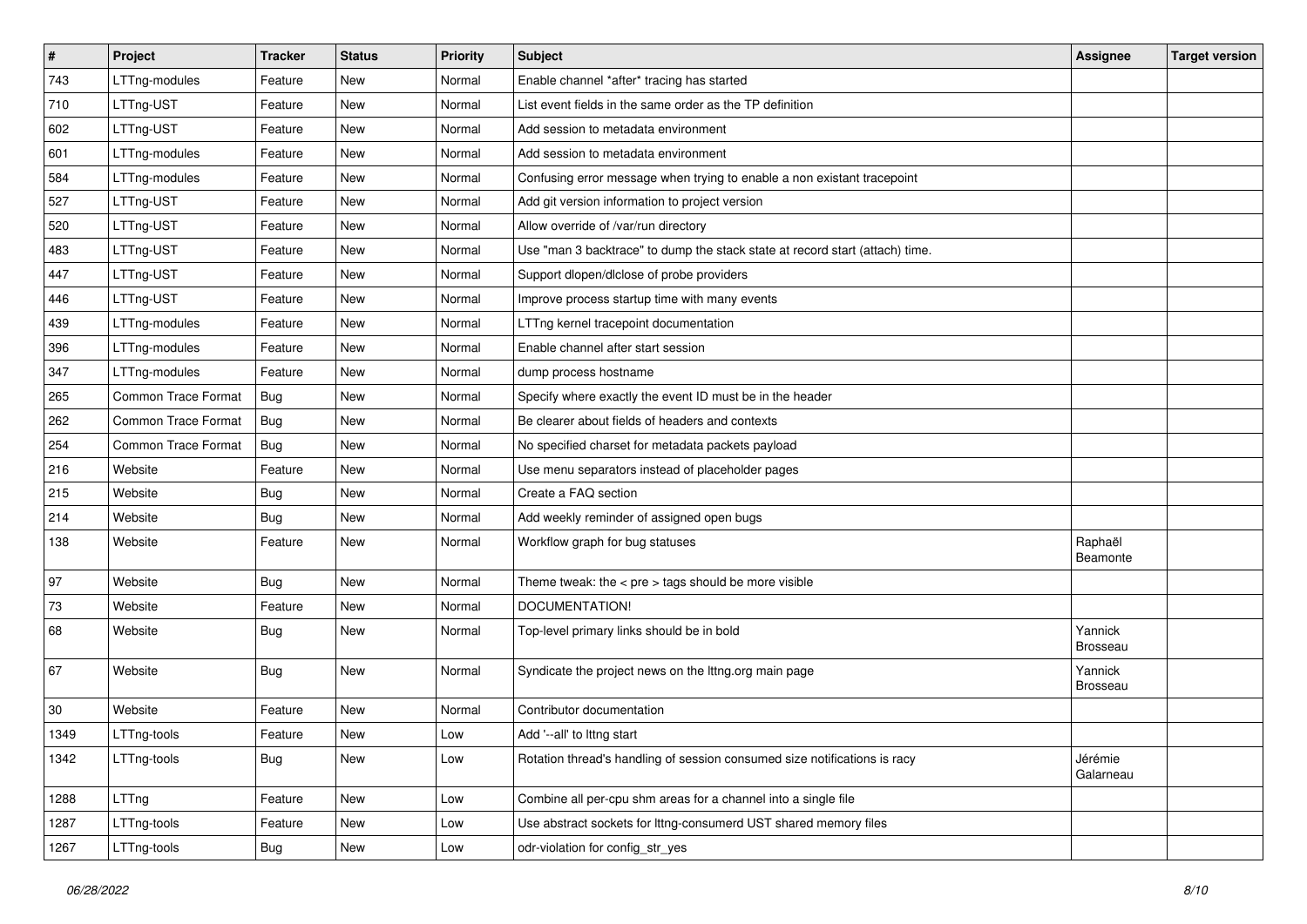| # | Project | Tracker | Status | Priority | Subject | Assignee | Target version |
|---|---|---|---|---|---|---|---|
| 743 | LTTng-modules | Feature | New | Normal | Enable channel *after* tracing has started | | |
| 710 | LTTng-UST | Feature | New | Normal | List event fields in the same order as the TP definition | | |
| 602 | LTTng-UST | Feature | New | Normal | Add session to metadata environment | | |
| 601 | LTTng-modules | Feature | New | Normal | Add session to metadata environment | | |
| 584 | LTTng-modules | Feature | New | Normal | Confusing error message when trying to enable a non existant tracepoint | | |
| 527 | LTTng-UST | Feature | New | Normal | Add git version information to project version | | |
| 520 | LTTng-UST | Feature | New | Normal | Allow override of /var/run directory | | |
| 483 | LTTng-UST | Feature | New | Normal | Use "man 3 backtrace" to dump the stack state at record start (attach) time. | | |
| 447 | LTTng-UST | Feature | New | Normal | Support dlopen/dlclose of probe providers | | |
| 446 | LTTng-UST | Feature | New | Normal | Improve process startup time with many events | | |
| 439 | LTTng-modules | Feature | New | Normal | LTTng kernel tracepoint documentation | | |
| 396 | LTTng-modules | Feature | New | Normal | Enable channel after start session | | |
| 347 | LTTng-modules | Feature | New | Normal | dump process hostname | | |
| 265 | Common Trace Format | Bug | New | Normal | Specify where exactly the event ID must be in the header | | |
| 262 | Common Trace Format | Bug | New | Normal | Be clearer about fields of headers and contexts | | |
| 254 | Common Trace Format | Bug | New | Normal | No specified charset for metadata packets payload | | |
| 216 | Website | Feature | New | Normal | Use menu separators instead of placeholder pages | | |
| 215 | Website | Bug | New | Normal | Create a FAQ section | | |
| 214 | Website | Bug | New | Normal | Add weekly reminder of assigned open bugs | | |
| 138 | Website | Feature | New | Normal | Workflow graph for bug statuses | Raphaël Beamonte | |
| 97 | Website | Bug | New | Normal | Theme tweak: the < pre > tags should be more visible | | |
| 73 | Website | Feature | New | Normal | DOCUMENTATION! | | |
| 68 | Website | Bug | New | Normal | Top-level primary links should be in bold | Yannick Brosseau | |
| 67 | Website | Bug | New | Normal | Syndicate the project news on the lttng.org main page | Yannick Brosseau | |
| 30 | Website | Feature | New | Normal | Contributor documentation | | |
| 1349 | LTTng-tools | Feature | New | Low | Add '--all' to lttng start | | |
| 1342 | LTTng-tools | Bug | New | Low | Rotation thread's handling of session consumed size notifications is racy | Jérémie Galarneau | |
| 1288 | LTTng | Feature | New | Low | Combine all per-cpu shm areas for a channel into a single file | | |
| 1287 | LTTng-tools | Feature | New | Low | Use abstract sockets for lttng-consumerd UST shared memory files | | |
| 1267 | LTTng-tools | Bug | New | Low | odr-violation for config_str_yes | | |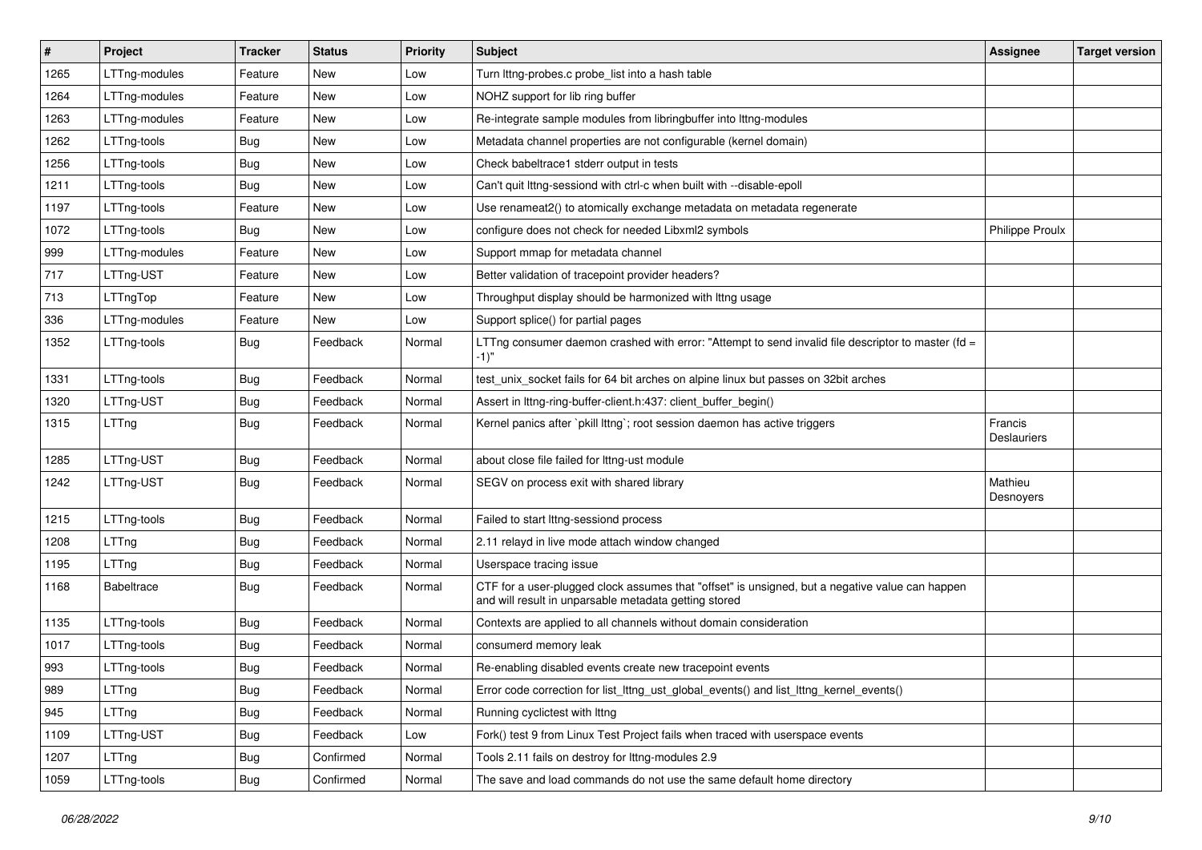| # | Project | Tracker | Status | Priority | Subject | Assignee | Target version |
|---|---|---|---|---|---|---|---|
| 1265 | LTTng-modules | Feature | New | Low | Turn lttng-probes.c probe_list into a hash table | | |
| 1264 | LTTng-modules | Feature | New | Low | NOHZ support for lib ring buffer | | |
| 1263 | LTTng-modules | Feature | New | Low | Re-integrate sample modules from libringbuffer into lttng-modules | | |
| 1262 | LTTng-tools | Bug | New | Low | Metadata channel properties are not configurable (kernel domain) | | |
| 1256 | LTTng-tools | Bug | New | Low | Check babeltrace1 stderr output in tests | | |
| 1211 | LTTng-tools | Bug | New | Low | Can't quit lttng-sessiond with ctrl-c when built with --disable-epoll | | |
| 1197 | LTTng-tools | Feature | New | Low | Use renameat2() to atomically exchange metadata on metadata regenerate | | |
| 1072 | LTTng-tools | Bug | New | Low | configure does not check for needed Libxml2 symbols | Philippe Proulx | |
| 999 | LTTng-modules | Feature | New | Low | Support mmap for metadata channel | | |
| 717 | LTTng-UST | Feature | New | Low | Better validation of tracepoint provider headers? | | |
| 713 | LTTngTop | Feature | New | Low | Throughput display should be harmonized with lttng usage | | |
| 336 | LTTng-modules | Feature | New | Low | Support splice() for partial pages | | |
| 1352 | LTTng-tools | Bug | Feedback | Normal | LTTng consumer daemon crashed with error: "Attempt to send invalid file descriptor to master (fd = -1)" | | |
| 1331 | LTTng-tools | Bug | Feedback | Normal | test_unix_socket fails for 64 bit arches on alpine linux but passes on 32bit arches | | |
| 1320 | LTTng-UST | Bug | Feedback | Normal | Assert in lttng-ring-buffer-client.h:437: client_buffer_begin() | | |
| 1315 | LTTng | Bug | Feedback | Normal | Kernel panics after `pkill lttng`; root session daemon has active triggers | Francis Deslauriers | |
| 1285 | LTTng-UST | Bug | Feedback | Normal | about close file failed for lttng-ust module | | |
| 1242 | LTTng-UST | Bug | Feedback | Normal | SEGV on process exit with shared library | Mathieu Desnoyers | |
| 1215 | LTTng-tools | Bug | Feedback | Normal | Failed to start lttng-sessiond process | | |
| 1208 | LTTng | Bug | Feedback | Normal | 2.11 relayd in live mode attach window changed | | |
| 1195 | LTTng | Bug | Feedback | Normal | Userspace tracing issue | | |
| 1168 | Babeltrace | Bug | Feedback | Normal | CTF for a user-plugged clock assumes that "offset" is unsigned, but a negative value can happen and will result in unparsable metadata getting stored | | |
| 1135 | LTTng-tools | Bug | Feedback | Normal | Contexts are applied to all channels without domain consideration | | |
| 1017 | LTTng-tools | Bug | Feedback | Normal | consumerd memory leak | | |
| 993 | LTTng-tools | Bug | Feedback | Normal | Re-enabling disabled events create new tracepoint events | | |
| 989 | LTTng | Bug | Feedback | Normal | Error code correction for list_lttng_ust_global_events() and list_lttng_kernel_events() | | |
| 945 | LTTng | Bug | Feedback | Normal | Running cyclictest with lttng | | |
| 1109 | LTTng-UST | Bug | Feedback | Low | Fork() test 9 from Linux Test Project fails when traced with userspace events | | |
| 1207 | LTTng | Bug | Confirmed | Normal | Tools 2.11 fails on destroy for lttng-modules 2.9 | | |
| 1059 | LTTng-tools | Bug | Confirmed | Normal | The save and load commands do not use the same default home directory | | |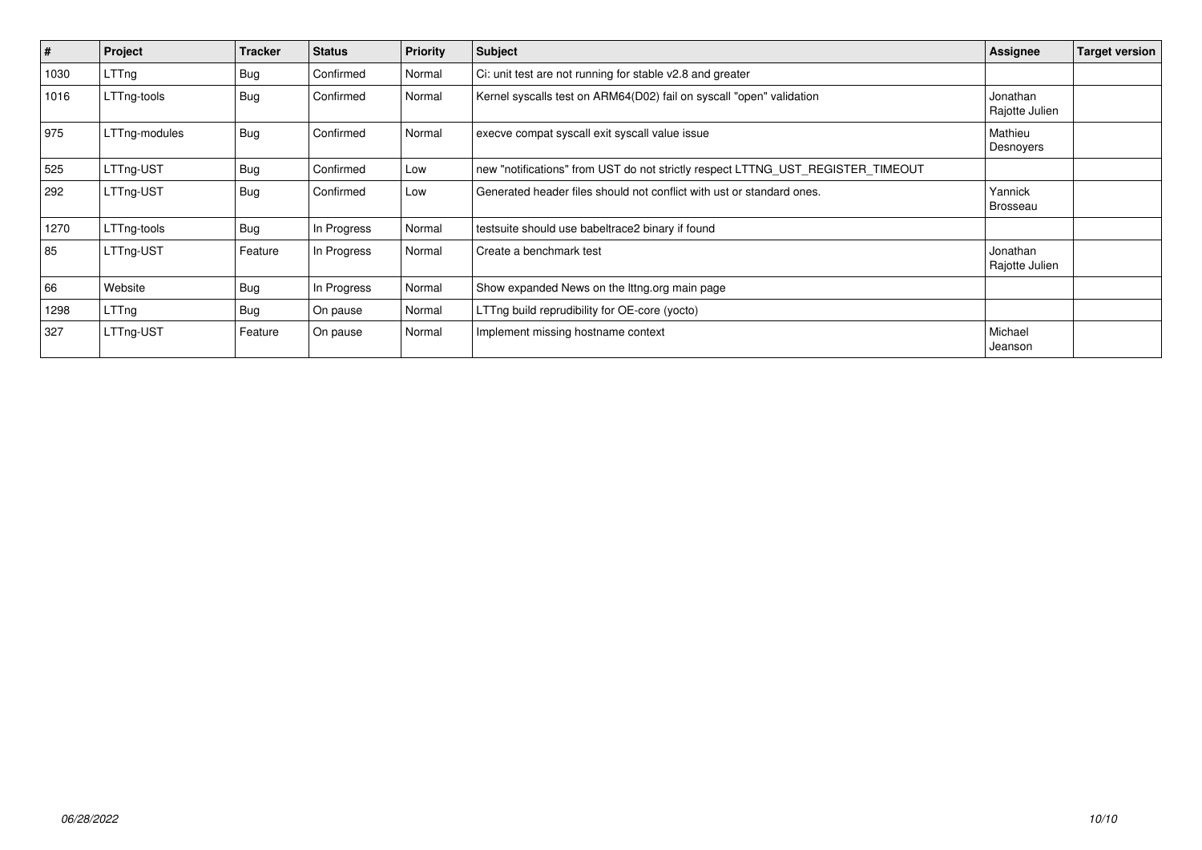| # | Project | Tracker | Status | Priority | Subject | Assignee | Target version |
|---|---|---|---|---|---|---|---|
| 1030 | LTTng | Bug | Confirmed | Normal | Ci: unit test are not running for stable v2.8 and greater | | |
| 1016 | LTTng-tools | Bug | Confirmed | Normal | Kernel syscalls test on ARM64(D02) fail on syscall "open" validation | Jonathan Rajotte Julien | |
| 975 | LTTng-modules | Bug | Confirmed | Normal | execve compat syscall exit syscall value issue | Mathieu Desnoyers | |
| 525 | LTTng-UST | Bug | Confirmed | Low | new "notifications" from UST do not strictly respect LTTNG_UST_REGISTER_TIMEOUT | | |
| 292 | LTTng-UST | Bug | Confirmed | Low | Generated header files should not conflict with ust or standard ones. | Yannick Brosseau | |
| 1270 | LTTng-tools | Bug | In Progress | Normal | testsuite should use babeltrace2 binary if found | | |
| 85 | LTTng-UST | Feature | In Progress | Normal | Create a benchmark test | Jonathan Rajotte Julien | |
| 66 | Website | Bug | In Progress | Normal | Show expanded News on the lttng.org main page | | |
| 1298 | LTTng | Bug | On pause | Normal | LTTng build reprudibility for OE-core (yocto) | | |
| 327 | LTTng-UST | Feature | On pause | Normal | Implement missing hostname context | Michael Jeanson | |

*06/28/2022*